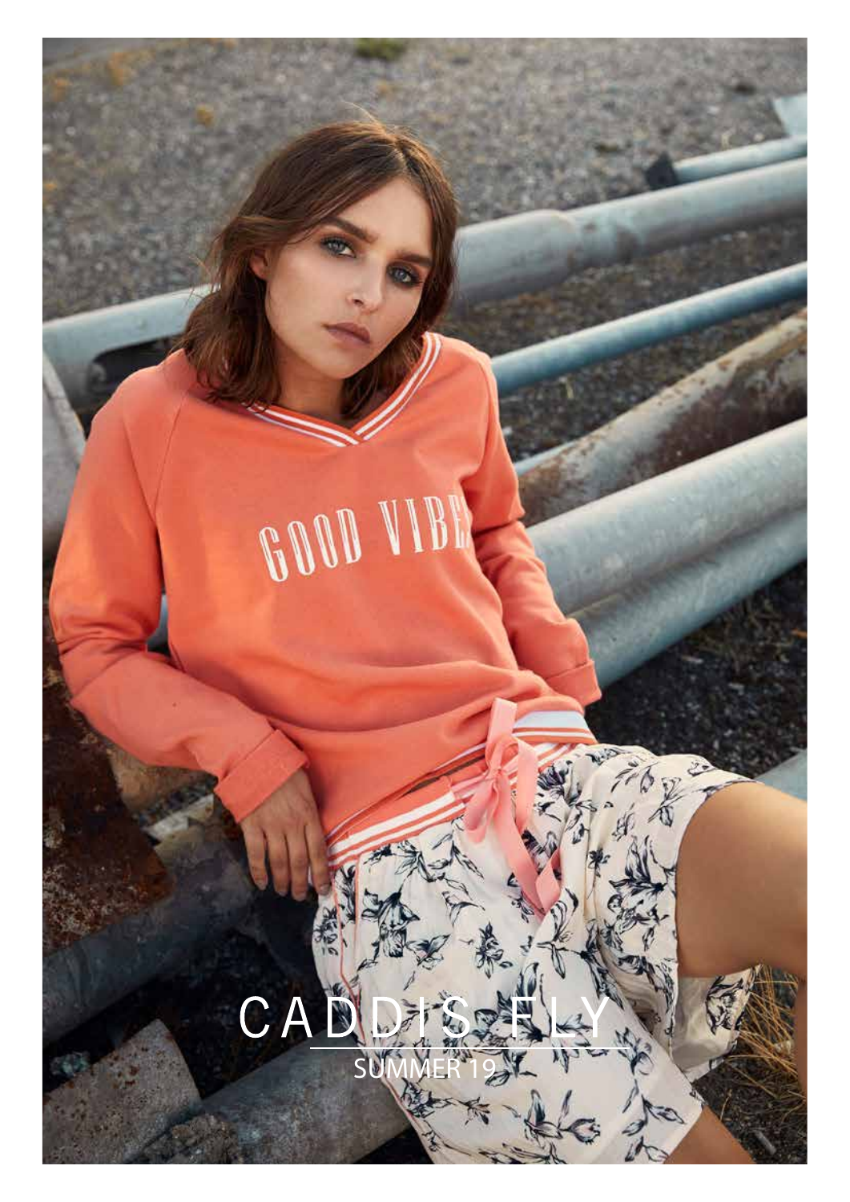# CADDIS FLY

SUMMER 19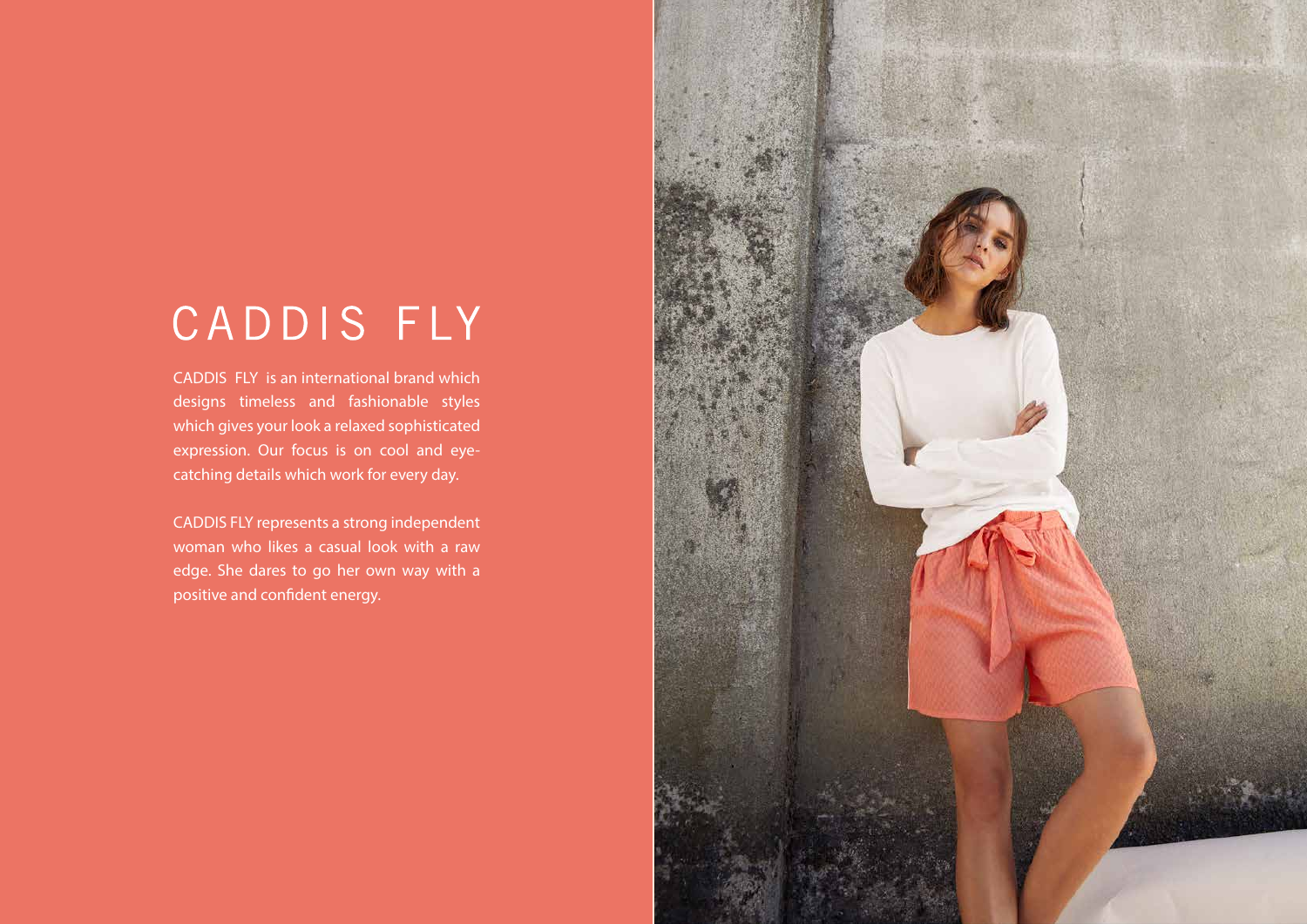# CADDIS FLY

CADDIS FLY is an international brand which designs timeless and fashionable styles which gives your look a relaxed sophisticated expression. Our focus is on cool and eye-catching details which work for every day.

CADDIS FLY represents a strong independent woman who likes a casual look with a raw edge. She dares to go her own way with a positive and confident energy.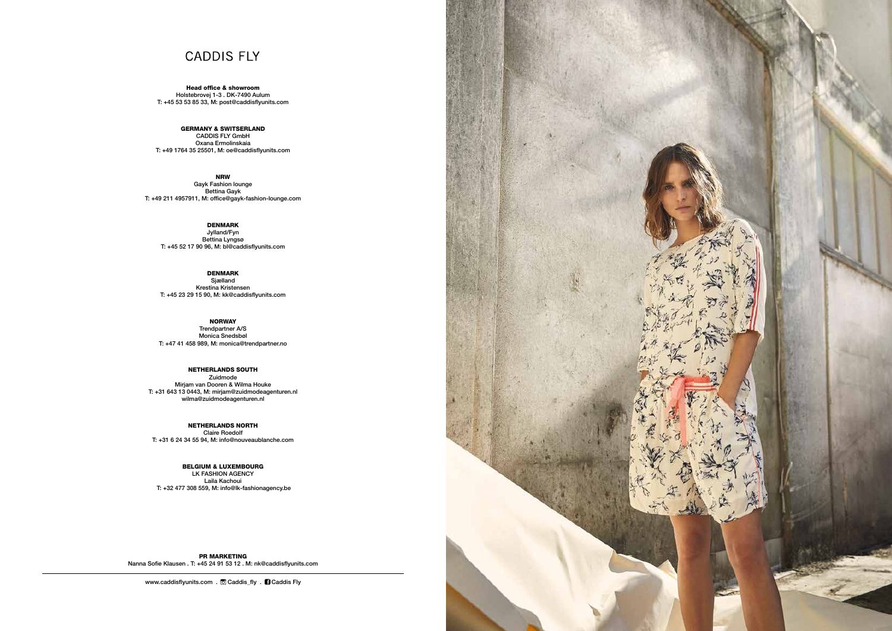# CADDIS FLY

**Head office & showroom**
Holstebrovej 1-3 . DK-7490 Aulum
T: +45 53 53 85 33, M: post@caddisflyunits.com

**GERMANY & SWITSERLAND**
CADDIS FLY GmbH
Oxana Ermolinskaia
T: +49 1764 35 25501, M: oe@caddisflyunits.com

**NRW**
Gayk Fashion lounge
Bettina Gayk
T: +49 211 4957911, M: office@gayk-fashion-lounge.com

**DENMARK**
Jylland/Fyn
Bettina Lyngsø
T: +45 52 17 90 96, M: bl@caddisflyunits.com

**DENMARK**
Sjælland
Krestina Kristensen
T: +45 23 29 15 90, M: kk@caddisflyunits.com

**NORWAY**
Trendpartner A/S
Monica Snedsbøl
T: +47 41 458 989, M: monica@trendpartner.no

**NETHERLANDS SOUTH**
Zuidmode
Mirjam van Dooren & Wilma Houke
T: +31 643 13 0443, M: mirjam@zuidmodeagenturen.nl
wilma@zuidmodeagenturen.nl

**NETHERLANDS NORTH**
Claire Roedolf
T: +31 6 24 34 55 94, M: info@nouveaublanche.com

**BELGIUM & LUXEMBOURG**
LK FASHION AGENCY
Laila Kachoui
T: +32 477 308 559, M: info@lk-fashionagency.be

**PR MARKETING**
Nanna Sofie Klausen . T: +45 24 91 53 12 . M: nk@caddisflyunits.com

www.caddisflyunits.com . Caddis_fly . Caddis Fly